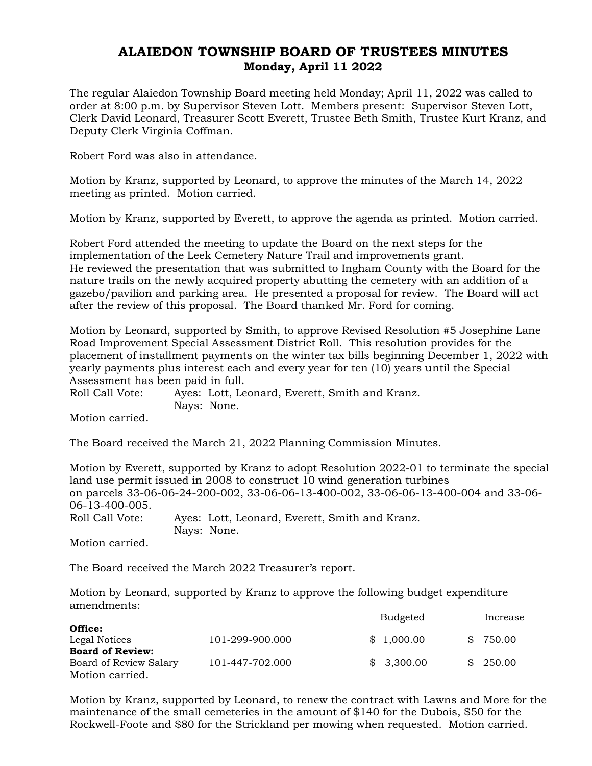# ALAIEDON TOWNSHIP BOARD OF TRUSTEES MINUTES
## Monday, April 11 2022

The regular Alaiedon Township Board meeting held Monday; April 11, 2022 was called to order at 8:00 p.m. by Supervisor Steven Lott. Members present: Supervisor Steven Lott, Clerk David Leonard, Treasurer Scott Everett, Trustee Beth Smith, Trustee Kurt Kranz, and Deputy Clerk Virginia Coffman.

Robert Ford was also in attendance.

Motion by Kranz, supported by Leonard, to approve the minutes of the March 14, 2022 meeting as printed. Motion carried.

Motion by Kranz, supported by Everett, to approve the agenda as printed. Motion carried.

Robert Ford attended the meeting to update the Board on the next steps for the implementation of the Leek Cemetery Nature Trail and improvements grant. He reviewed the presentation that was submitted to Ingham County with the Board for the nature trails on the newly acquired property abutting the cemetery with an addition of a gazebo/pavilion and parking area. He presented a proposal for review. The Board will act after the review of this proposal. The Board thanked Mr. Ford for coming.

Motion by Leonard, supported by Smith, to approve Revised Resolution #5 Josephine Lane Road Improvement Special Assessment District Roll. This resolution provides for the placement of installment payments on the winter tax bills beginning December 1, 2022 with yearly payments plus interest each and every year for ten (10) years until the Special Assessment has been paid in full.

Roll Call Vote: Ayes: Lott, Leonard, Everett, Smith and Kranz.
Nays: None.

Motion carried.

The Board received the March 21, 2022 Planning Commission Minutes.

Motion by Everett, supported by Kranz to adopt Resolution 2022-01 to terminate the special land use permit issued in 2008 to construct 10 wind generation turbines on parcels 33-06-06-24-200-002, 33-06-06-13-400-002, 33-06-06-13-400-004 and 33-06-06-13-400-005.

Roll Call Vote: Ayes: Lott, Leonard, Everett, Smith and Kranz.
Nays: None.

Motion carried.

The Board received the March 2022 Treasurer's report.

Motion by Leonard, supported by Kranz to approve the following budget expenditure amendments:

| | | Budgeted | Increase |
|---|---|---|---|
| **Office:** | | | |
| Legal Notices | 101-299-900.000 | $ 1,000.00 | $ 750.00 |
| **Board of Review:** | | | |
| Board of Review Salary | 101-447-702.000 | $ 3,300.00 | $ 250.00 |

Motion carried.

Motion by Kranz, supported by Leonard, to renew the contract with Lawns and More for the maintenance of the small cemeteries in the amount of $140 for the Dubois, $50 for the Rockwell-Foote and $80 for the Strickland per mowing when requested. Motion carried.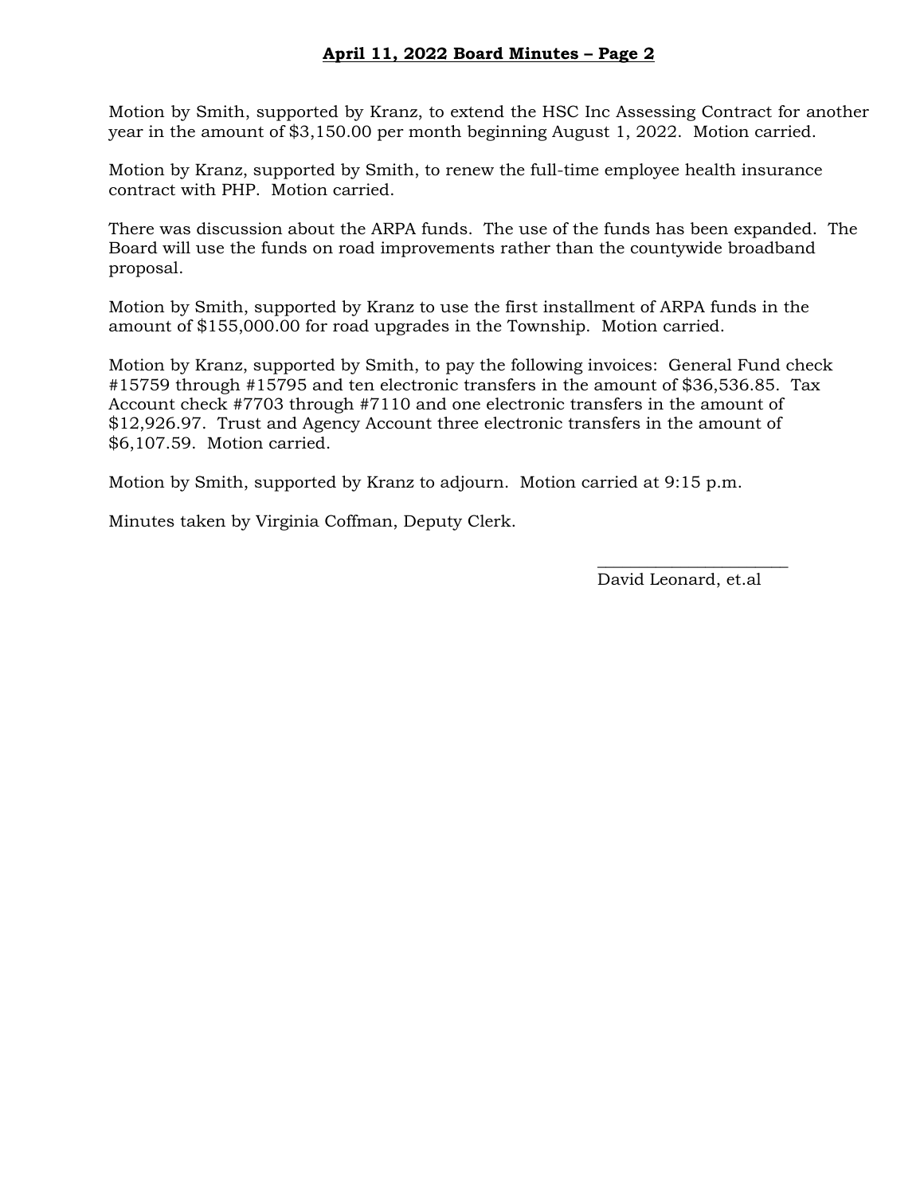Motion by Smith, supported by Kranz, to extend the HSC Inc Assessing Contract for another year in the amount of $3,150.00 per month beginning August 1, 2022. Motion carried.

Motion by Kranz, supported by Smith, to renew the full-time employee health insurance contract with PHP. Motion carried.

There was discussion about the ARPA funds. The use of the funds has been expanded. The Board will use the funds on road improvements rather than the countywide broadband proposal.

Motion by Smith, supported by Kranz to use the first installment of ARPA funds in the amount of $155,000.00 for road upgrades in the Township. Motion carried.

Motion by Kranz, supported by Smith, to pay the following invoices: General Fund check #15759 through #15795 and ten electronic transfers in the amount of $36,536.85. Tax Account check #7703 through #7110 and one electronic transfers in the amount of $12,926.97. Trust and Agency Account three electronic transfers in the amount of $6,107.59. Motion carried.

Motion by Smith, supported by Kranz to adjourn. Motion carried at 9:15 p.m.

Minutes taken by Virginia Coffman, Deputy Clerk.

\_\_\_\_\_\_\_\_\_\_\_\_\_\_\_\_\_\_\_\_\_\_\_

David Leonard, et.al